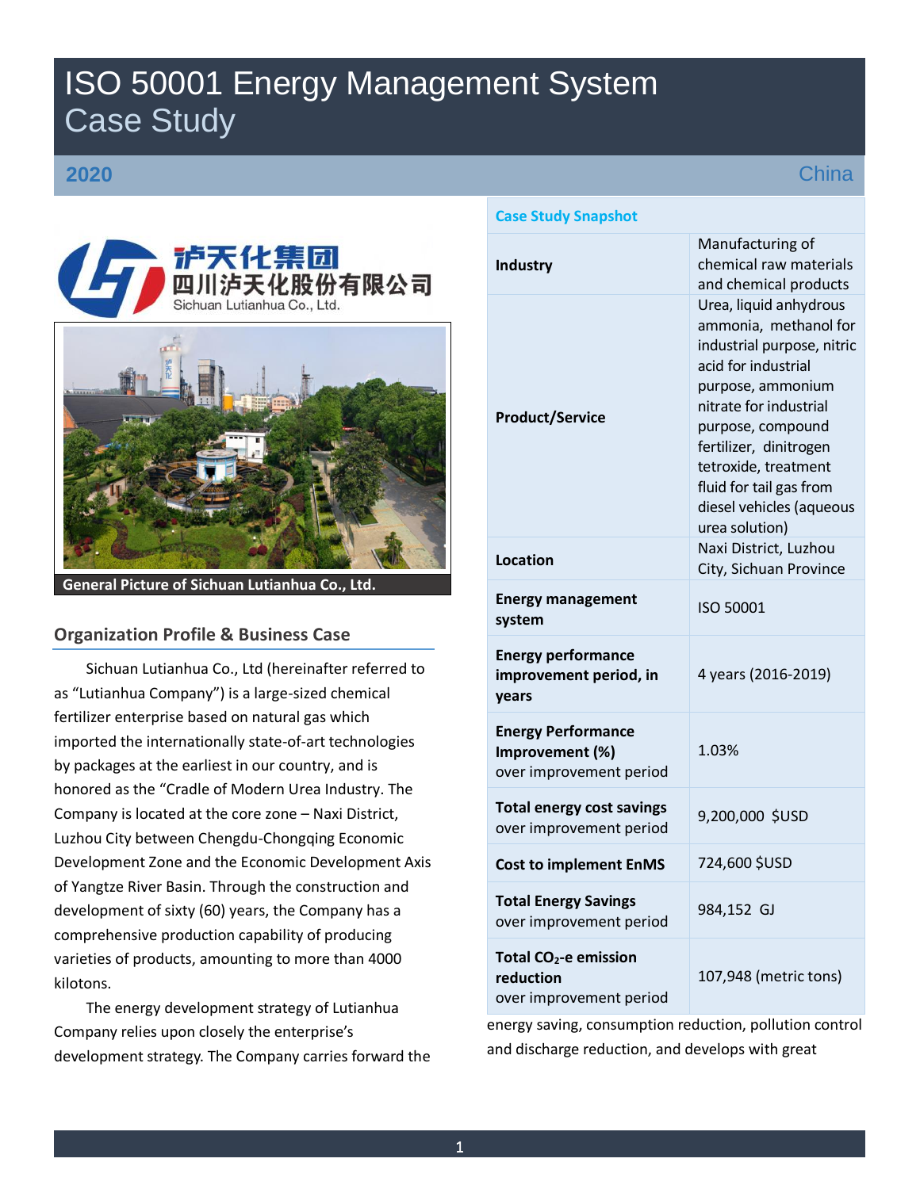# ISO 50001 Energy Management System Case Study

**2020** China

四川泸天化股份有限公司
Sichuan Lutianhua Co., Ltd.

General Picture of Sichuan Lutianhua Co., Ltd.

| Case Study Snapshot | |
|---|---|
| **Industry** | Manufacturing of chemical raw materials and chemical products |
| **Product/Service** | Urea, liquid anhydrous ammonia, methanol for industrial purpose, nitric acid for industrial purpose, ammonium nitrate for industrial purpose, compound fertilizer, dinitrogen tetroxide, treatment fluid for tail gas from diesel vehicles (aqueous urea solution) |
| **Location** | Naxi District, Luzhou City, Sichuan Province |
| **Energy management system** | ISO 50001 |
| **Energy performance improvement period, in years** | 4 years (2016-2019) |
| **Energy Performance Improvement (%)** over improvement period | 1.03% |
| **Total energy cost savings** over improvement period | 9,200,000 $USD |
| **Cost to implement EnMS** | 724,600 $USD |
| **Total Energy Savings** over improvement period | 984,152 GJ |
| **Total $CO_2$-e emission reduction** over improvement period | 107,948 (metric tons) |

## Organization Profile & Business Case

Sichuan Lutianhua Co., Ltd (hereinafter referred to as "Lutianhua Company") is a large-sized chemical fertilizer enterprise based on natural gas which imported the internationally state-of-art technologies by packages at the earliest in our country, and is honored as the "Cradle of Modern Urea Industry. The Company is located at the core zone – Naxi District, Luzhou City between Chengdu-Chongqing Economic Development Zone and the Economic Development Axis of Yangtze River Basin. Through the construction and development of sixty (60) years, the Company has a comprehensive production capability of producing varieties of products, amounting to more than 4000 kilotons.

The energy development strategy of Lutianhua Company relies upon closely the enterprise's development strategy. The Company carries forward the energy saving, consumption reduction, pollution control and discharge reduction, and develops with great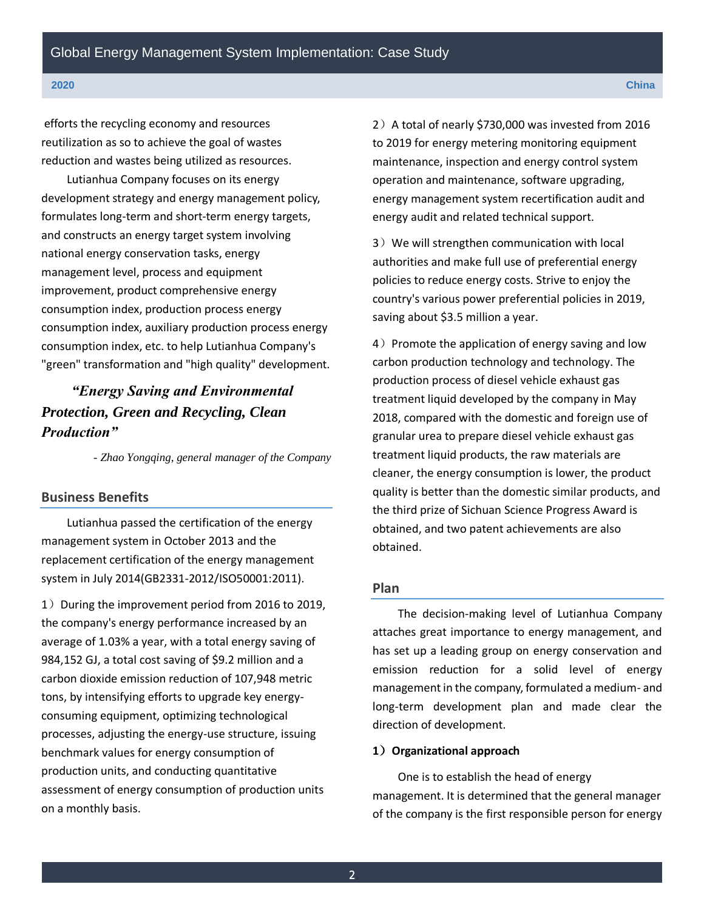efforts the recycling economy and resources reutilization as so to achieve the goal of wastes reduction and wastes being utilized as resources.

Lutianhua Company focuses on its energy development strategy and energy management policy, formulates long-term and short-term energy targets, and constructs an energy target system involving national energy conservation tasks, energy management level, process and equipment improvement, product comprehensive energy consumption index, production process energy consumption index, auxiliary production process energy consumption index, etc. to help Lutianhua Company's "green" transformation and "high quality" development.

> ***"Energy Saving and Environmental Protection, Green and Recycling, Clean Production"***
>
> *- Zhao Yongqing, general manager of the Company*

## Business Benefits

Lutianhua passed the certification of the energy management system in October 2013 and the replacement certification of the energy management system in July 2014(GB2331-2012/ISO50001:2011).

1）During the improvement period from 2016 to 2019, the company's energy performance increased by an average of 1.03% a year, with a total energy saving of 984,152 GJ, a total cost saving of $9.2 million and a carbon dioxide emission reduction of 107,948 metric tons, by intensifying efforts to upgrade key energy-consuming equipment, optimizing technological processes, adjusting the energy-use structure, issuing benchmark values for energy consumption of production units, and conducting quantitative assessment of energy consumption of production units on a monthly basis.

2）A total of nearly $730,000 was invested from 2016 to 2019 for energy metering monitoring equipment maintenance, inspection and energy control system operation and maintenance, software upgrading, energy management system recertification audit and energy audit and related technical support.

3）We will strengthen communication with local authorities and make full use of preferential energy policies to reduce energy costs. Strive to enjoy the country's various power preferential policies in 2019, saving about $3.5 million a year.

4）Promote the application of energy saving and low carbon production technology and technology. The production process of diesel vehicle exhaust gas treatment liquid developed by the company in May 2018, compared with the domestic and foreign use of granular urea to prepare diesel vehicle exhaust gas treatment liquid products, the raw materials are cleaner, the energy consumption is lower, the product quality is better than the domestic similar products, and the third prize of Sichuan Science Progress Award is obtained, and two patent achievements are also obtained.

## Plan

The decision-making level of Lutianhua Company attaches great importance to energy management, and has set up a leading group on energy conservation and emission reduction for a solid level of energy management in the company, formulated a medium- and long-term development plan and made clear the direction of development.

**1）Organizational approach**

One is to establish the head of energy management. It is determined that the general manager of the company is the first responsible person for energy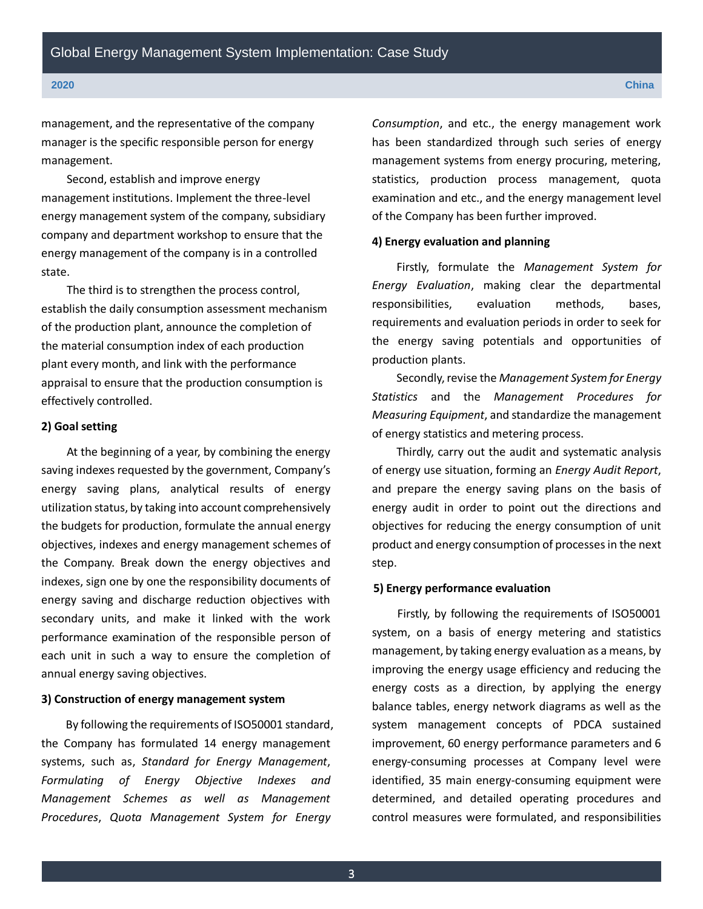management, and the representative of the company manager is the specific responsible person for energy management.

Second, establish and improve energy management institutions. Implement the three-level energy management system of the company, subsidiary company and department workshop to ensure that the energy management of the company is in a controlled state.

The third is to strengthen the process control, establish the daily consumption assessment mechanism of the production plant, announce the completion of the material consumption index of each production plant every month, and link with the performance appraisal to ensure that the production consumption is effectively controlled.

**2) Goal setting**

At the beginning of a year, by combining the energy saving indexes requested by the government, Company's energy saving plans, analytical results of energy utilization status, by taking into account comprehensively the budgets for production, formulate the annual energy objectives, indexes and energy management schemes of the Company. Break down the energy objectives and indexes, sign one by one the responsibility documents of energy saving and discharge reduction objectives with secondary units, and make it linked with the work performance examination of the responsible person of each unit in such a way to ensure the completion of annual energy saving objectives.

**3) Construction of energy management system**

By following the requirements of ISO50001 standard, the Company has formulated 14 energy management systems, such as, *Standard for Energy Management*, *Formulating of Energy Objective Indexes and Management Schemes as well as Management Procedures*, *Quota Management System for Energy Consumption*, and etc., the energy management work has been standardized through such series of energy management systems from energy procuring, metering, statistics, production process management, quota examination and etc., and the energy management level of the Company has been further improved.

**4) Energy evaluation and planning**

Firstly, formulate the *Management System for Energy Evaluation*, making clear the departmental responsibilities, evaluation methods, bases, requirements and evaluation periods in order to seek for the energy saving potentials and opportunities of production plants.

Secondly, revise the *Management System for Energy Statistics* and the *Management Procedures for Measuring Equipment*, and standardize the management of energy statistics and metering process.

Thirdly, carry out the audit and systematic analysis of energy use situation, forming an *Energy Audit Report*, and prepare the energy saving plans on the basis of energy audit in order to point out the directions and objectives for reducing the energy consumption of unit product and energy consumption of processes in the next step.

**5) Energy performance evaluation**

Firstly, by following the requirements of ISO50001 system, on a basis of energy metering and statistics management, by taking energy evaluation as a means, by improving the energy usage efficiency and reducing the energy costs as a direction, by applying the energy balance tables, energy network diagrams as well as the system management concepts of PDCA sustained improvement, 60 energy performance parameters and 6 energy-consuming processes at Company level were identified, 35 main energy-consuming equipment were determined, and detailed operating procedures and control measures were formulated, and responsibilities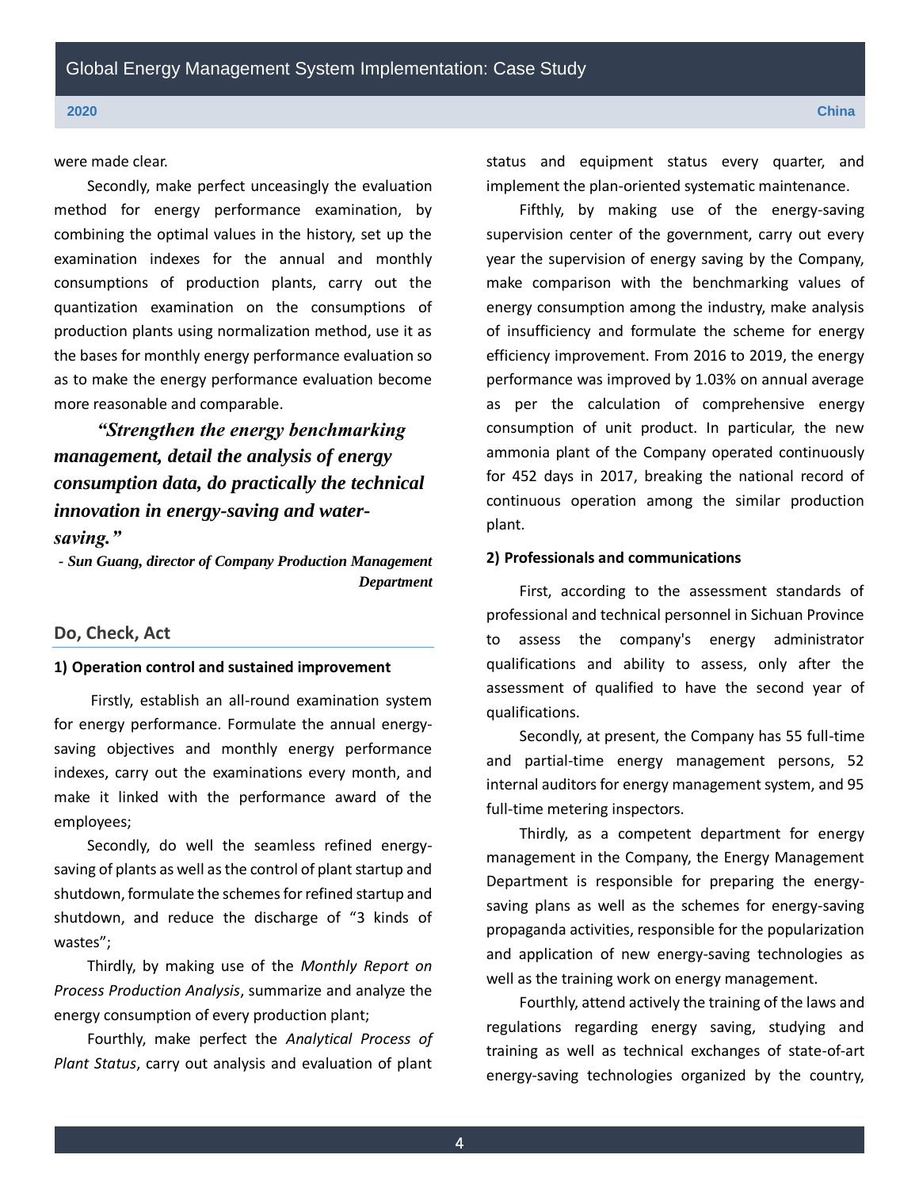were made clear.

Secondly, make perfect unceasingly the evaluation method for energy performance examination, by combining the optimal values in the history, set up the examination indexes for the annual and monthly consumptions of production plants, carry out the quantization examination on the consumptions of production plants using normalization method, use it as the bases for monthly energy performance evaluation so as to make the energy performance evaluation become more reasonable and comparable.

***"Strengthen the energy benchmarking management, detail the analysis of energy consumption data, do practically the technical innovation in energy-saving and water-saving."***

***- Sun Guang, director of Company Production Management Department***

## Do, Check, Act

### 1) Operation control and sustained improvement

Firstly, establish an all-round examination system for energy performance. Formulate the annual energy-saving objectives and monthly energy performance indexes, carry out the examinations every month, and make it linked with the performance award of the employees;

Secondly, do well the seamless refined energy-saving of plants as well as the control of plant startup and shutdown, formulate the schemes for refined startup and shutdown, and reduce the discharge of "3 kinds of wastes";

Thirdly, by making use of the *Monthly Report on Process Production Analysis*, summarize and analyze the energy consumption of every production plant;

Fourthly, make perfect the *Analytical Process of Plant Status*, carry out analysis and evaluation of plant status and equipment status every quarter, and implement the plan-oriented systematic maintenance.

Fifthly, by making use of the energy-saving supervision center of the government, carry out every year the supervision of energy saving by the Company, make comparison with the benchmarking values of energy consumption among the industry, make analysis of insufficiency and formulate the scheme for energy efficiency improvement. From 2016 to 2019, the energy performance was improved by 1.03% on annual average as per the calculation of comprehensive energy consumption of unit product. In particular, the new ammonia plant of the Company operated continuously for 452 days in 2017, breaking the national record of continuous operation among the similar production plant.

### 2) Professionals and communications

First, according to the assessment standards of professional and technical personnel in Sichuan Province to assess the company's energy administrator qualifications and ability to assess, only after the assessment of qualified to have the second year of qualifications.

Secondly, at present, the Company has 55 full-time and partial-time energy management persons, 52 internal auditors for energy management system, and 95 full-time metering inspectors.

Thirdly, as a competent department for energy management in the Company, the Energy Management Department is responsible for preparing the energy-saving plans as well as the schemes for energy-saving propaganda activities, responsible for the popularization and application of new energy-saving technologies as well as the training work on energy management.

Fourthly, attend actively the training of the laws and regulations regarding energy saving, studying and training as well as technical exchanges of state-of-art energy-saving technologies organized by the country,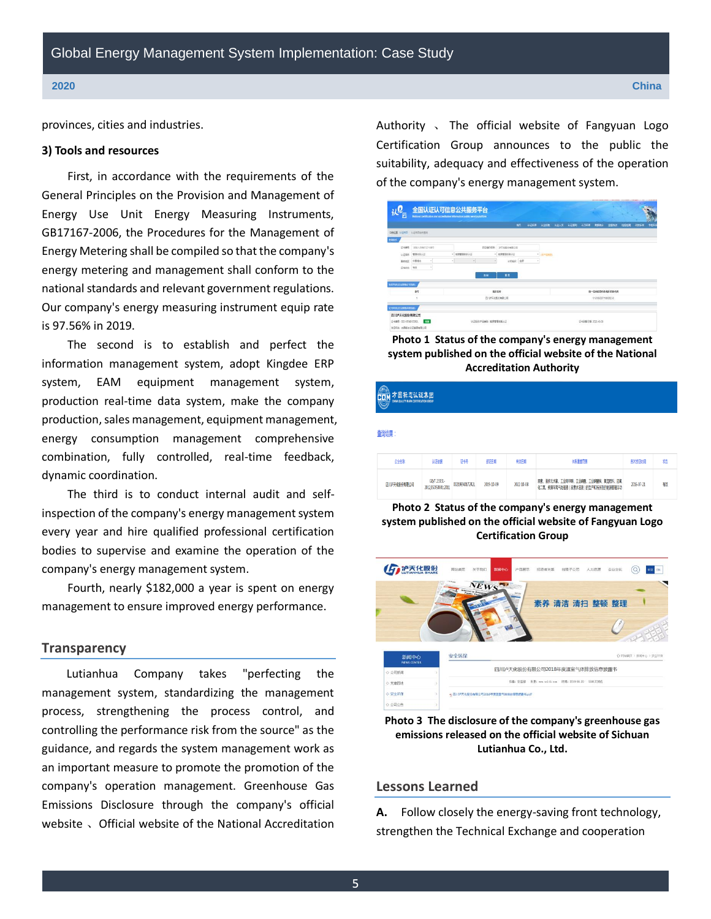provinces, cities and industries.

**3) Tools and resources**

First, in accordance with the requirements of the General Principles on the Provision and Management of Energy Use Unit Energy Measuring Instruments, GB17167-2006, the Procedures for the Management of Energy Metering shall be compiled so that the company's energy metering and management shall conform to the national standards and relevant government regulations. Our company's energy measuring instrument equip rate is 97.56% in 2019.

The second is to establish and perfect the information management system, adopt Kingdee ERP system, EAM equipment management system, production real-time data system, make the company production, sales management, equipment management, energy consumption management comprehensive combination, fully controlled, real-time feedback, dynamic coordination.

The third is to conduct internal audit and self-inspection of the company's energy management system every year and hire qualified professional certification bodies to supervise and examine the operation of the company's energy management system.

Fourth, nearly $182,000 a year is spent on energy management to ensure improved energy performance.

## Transparency

Lutianhua Company takes "perfecting the management system, standardizing the management process, strengthening the process control, and controlling the performance risk from the source" as the guidance, and regards the system management work as an important measure to promote the promotion of the company's operation management. Greenhouse Gas Emissions Disclosure through the company's official website 、Official website of the National Accreditation Authority 、 The official website of Fangyuan Logo Certification Group announces to the public the suitability, adequacy and effectiveness of the operation of the company's energy management system.

**Photo 1 Status of the company's energy management system published on the official website of the National Accreditation Authority**

**Photo 2 Status of the company's energy management system published on the official website of Fangyuan Logo Certification Group**

**Photo 3 The disclosure of the company's greenhouse gas emissions released on the official website of Sichuan Lutianhua Co., Ltd.**

## Lessons Learned

**A.** Follow closely the energy-saving front technology, strengthen the Technical Exchange and cooperation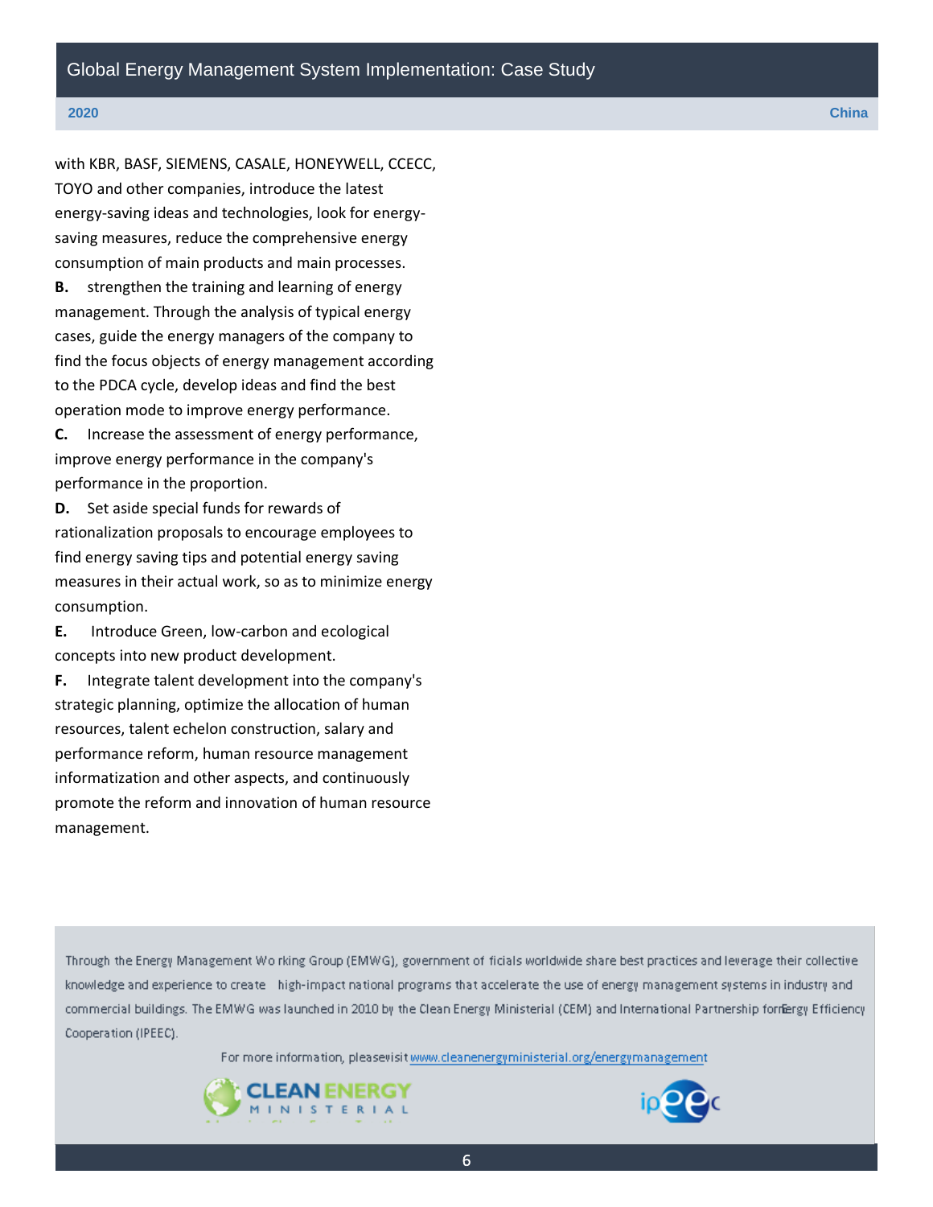with KBR, BASF, SIEMENS, CASALE, HONEYWELL, CCECC, TOYO and other companies, introduce the latest energy-saving ideas and technologies, look for energy-saving measures, reduce the comprehensive energy consumption of main products and main processes.

**B.** strengthen the training and learning of energy management. Through the analysis of typical energy cases, guide the energy managers of the company to find the focus objects of energy management according to the PDCA cycle, develop ideas and find the best operation mode to improve energy performance.

**C.** Increase the assessment of energy performance, improve energy performance in the company's performance in the proportion.

**D.** Set aside special funds for rewards of rationalization proposals to encourage employees to find energy saving tips and potential energy saving measures in their actual work, so as to minimize energy consumption.

**E.** Introduce Green, low-carbon and ecological concepts into new product development.

**F.** Integrate talent development into the company's strategic planning, optimize the allocation of human resources, talent echelon construction, salary and performance reform, human resource management informatization and other aspects, and continuously promote the reform and innovation of human resource management.

Through the Energy Management Working Group (EMWG), government officials worldwide share best practices and leverage their collective knowledge and experience to create high-impact national programs that accelerate the use of energy management systems in industry and commercial buildings. The EMWG was launched in 2010 by the Clean Energy Ministerial (CEM) and International Partnership for Energy Efficiency Cooperation (IPEEC).

For more information, please visit www.cleanenergyministerial.org/energymanagement